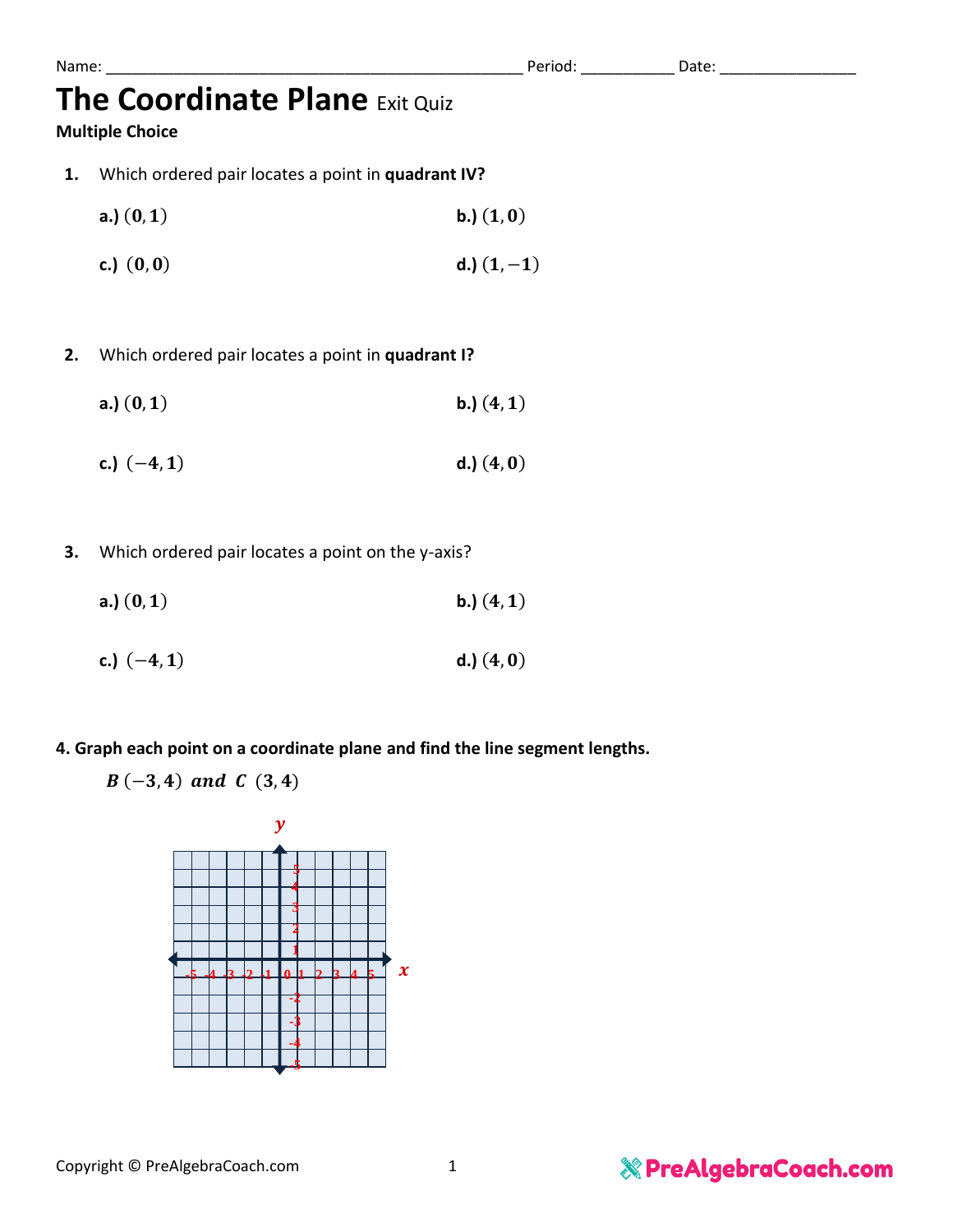Name: ______________________________________________ Period: __________ Date: ______________

# The Coordinate Plane Exit Quiz

**Multiple Choice**

1. Which ordered pair locates a point in **quadrant IV?**

   **a.)** $(0, 1)$ **b.)** $(1, 0)$

   **c.)** $(0, 0)$ **d.)** $(1, -1)$

2. Which ordered pair locates a point in **quadrant I?**

   **a.)** $(0, 1)$ **b.)** $(4, 1)$

   **c.)** $(-4, 1)$ **d.)** $(4, 0)$

3. Which ordered pair locates a point on the y-axis?

   **a.)** $(0, 1)$ **b.)** $(4, 1)$

   **c.)** $(-4, 1)$ **d.)** $(4, 0)$

**4. Graph each point on a coordinate plane and find the line segment lengths.**

$B\ (-3, 4)\ and\ C\ (3, 4)$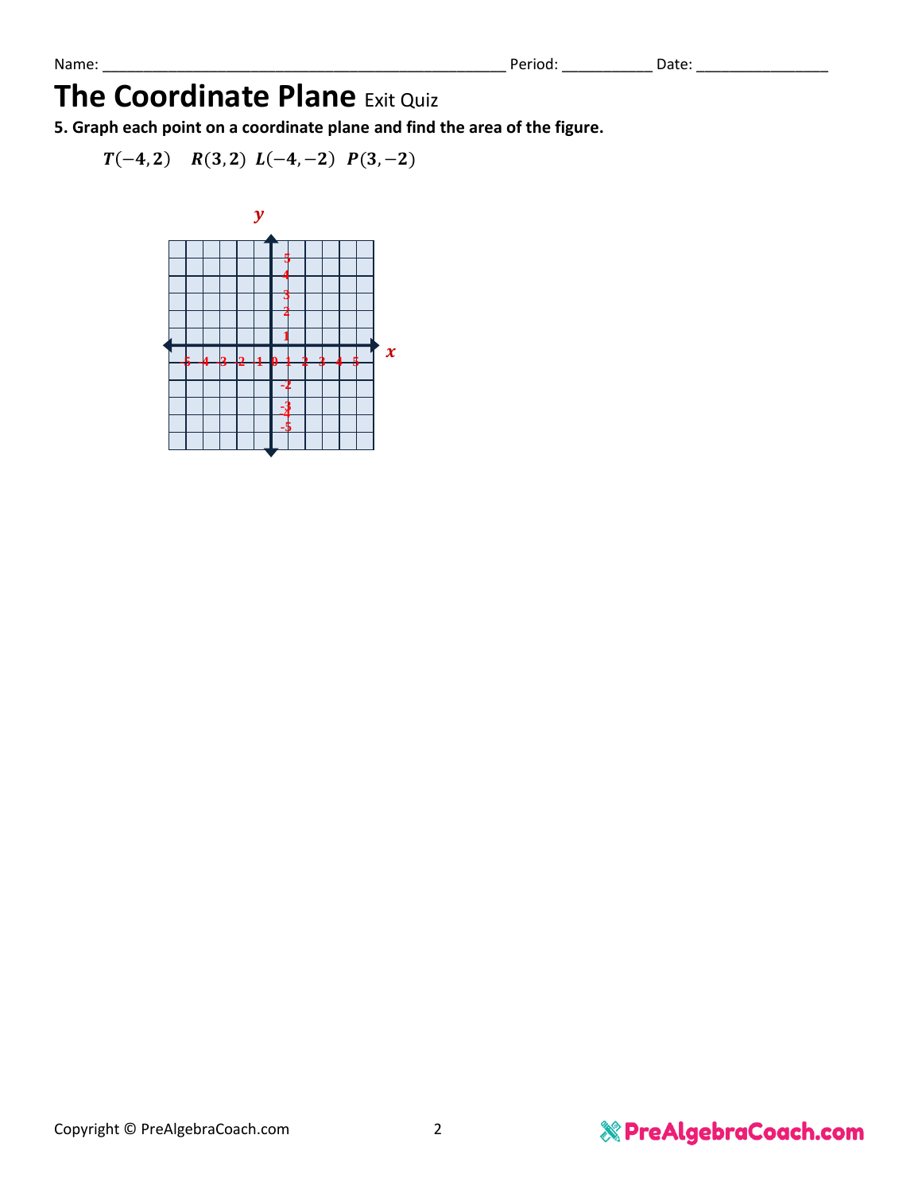Name: ________________________________________________ Period: __________ Date: _______________

# The Coordinate Plane Exit Quiz

**5. Graph each point on a coordinate plane and find the area of the figure.**

$T(-4, 2)$ $R(3, 2)$ $L(-4, -2)$ $P(3, -2)$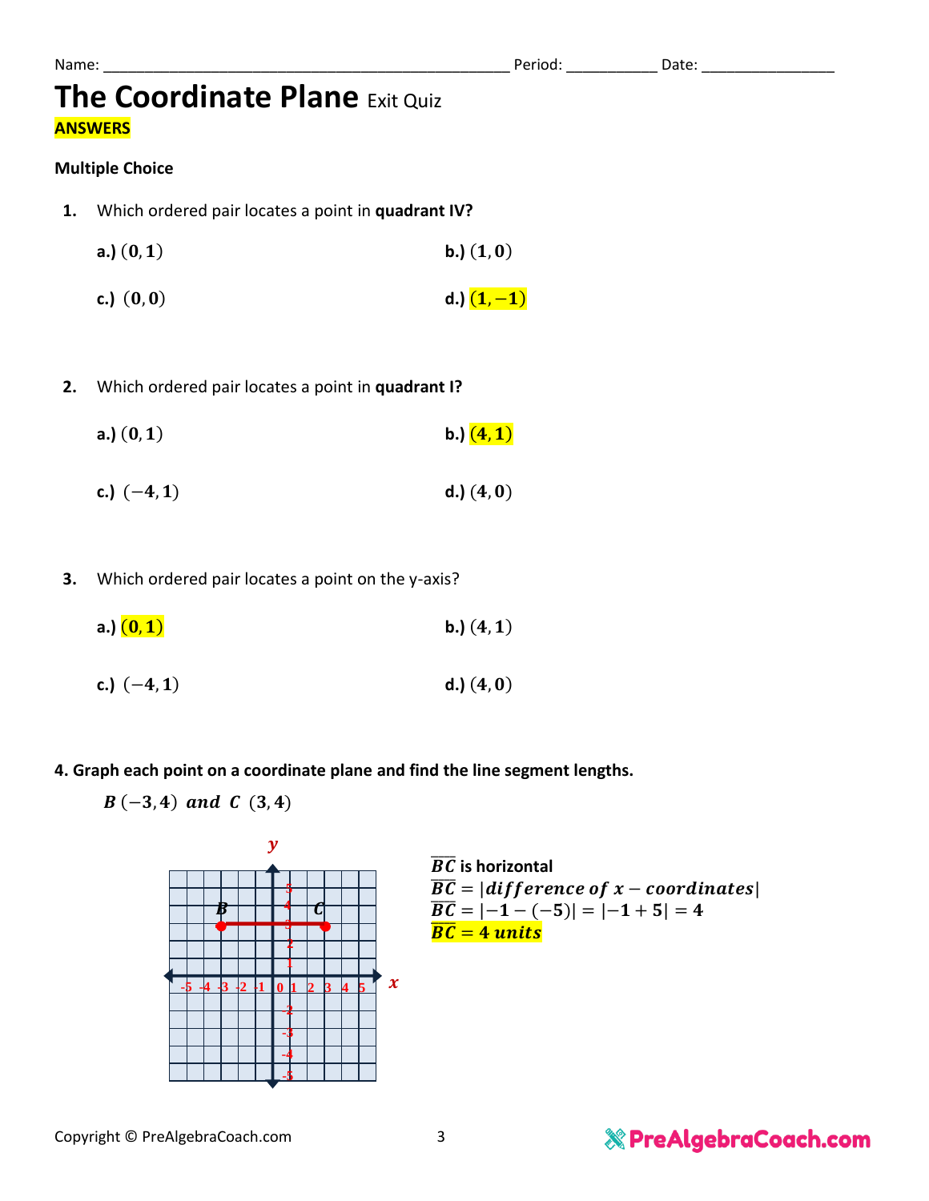Name: ______________________________________________ Period: __________ Date: _______________

# The Coordinate Plane Exit Quiz

**ANSWERS**

**Multiple Choice**

**1.** Which ordered pair locates a point in **quadrant IV?**

**a.)** $(0, 1)$ **b.)** $(1, 0)$

**c.)** $(0, 0)$ **d.)** $(1, -1)$

**2.** Which ordered pair locates a point in **quadrant I?**

**a.)** $(0, 1)$ **b.)** $(4, 1)$

**c.)** $(-4, 1)$ **d.)** $(4, 0)$

**3.** Which ordered pair locates a point on the y-axis?

**a.)** $(0, 1)$ **b.)** $(4, 1)$

**c.)** $(-4, 1)$ **d.)** $(4, 0)$

**4. Graph each point on a coordinate plane and find the line segment lengths.**

$B\ (-3, 4)\ and\ C\ (3, 4)$

$\overline{BC}$ is horizontal

$\overline{BC} = |difference\ of\ x - coordinates|$

$\overline{BC} = |-1 - (-5)| = |-1 + 5| = 4$

$\overline{BC} = 4\ units$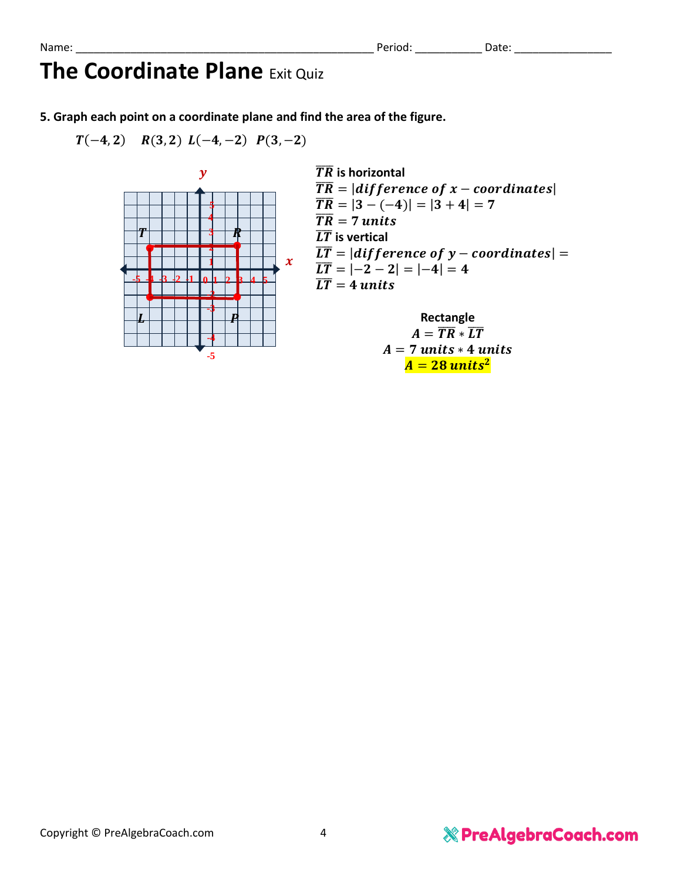Name: ______________________________________________ Period: __________ Date: _______________

# The Coordinate Plane Exit Quiz

**5. Graph each point on a coordinate plane and find the area of the figure.**

$T(-4, 2)$ $R(3, 2)$ $L(-4, -2)$ $P(3, -2)$

y
x
T R L P
5 4 3 2 1 0 -1 -2 -3 -4 -5
-5 -4 -3 -2 -1 0 1 2 3 4 5

$\overline{TR}$ is horizontal

$\overline{TR} = |difference\ of\ x - coordinates|$

$\overline{TR} = |3 - (-4)| = |3 + 4| = 7$

$\overline{TR} = 7\ units$

$\overline{LT}$ is vertical

$\overline{LT} = |difference\ of\ y - coordinates| =$

$\overline{LT} = |-2 - 2| = |-4| = 4$

$\overline{LT} = 4\ units$

**Rectangle**

$A = \overline{TR} * \overline{LT}$

$A = 7\ units * 4\ units$

$A = 28\ units^2$

Copyright © PreAlgebraCoach.com

PreAlgebraCoach.com